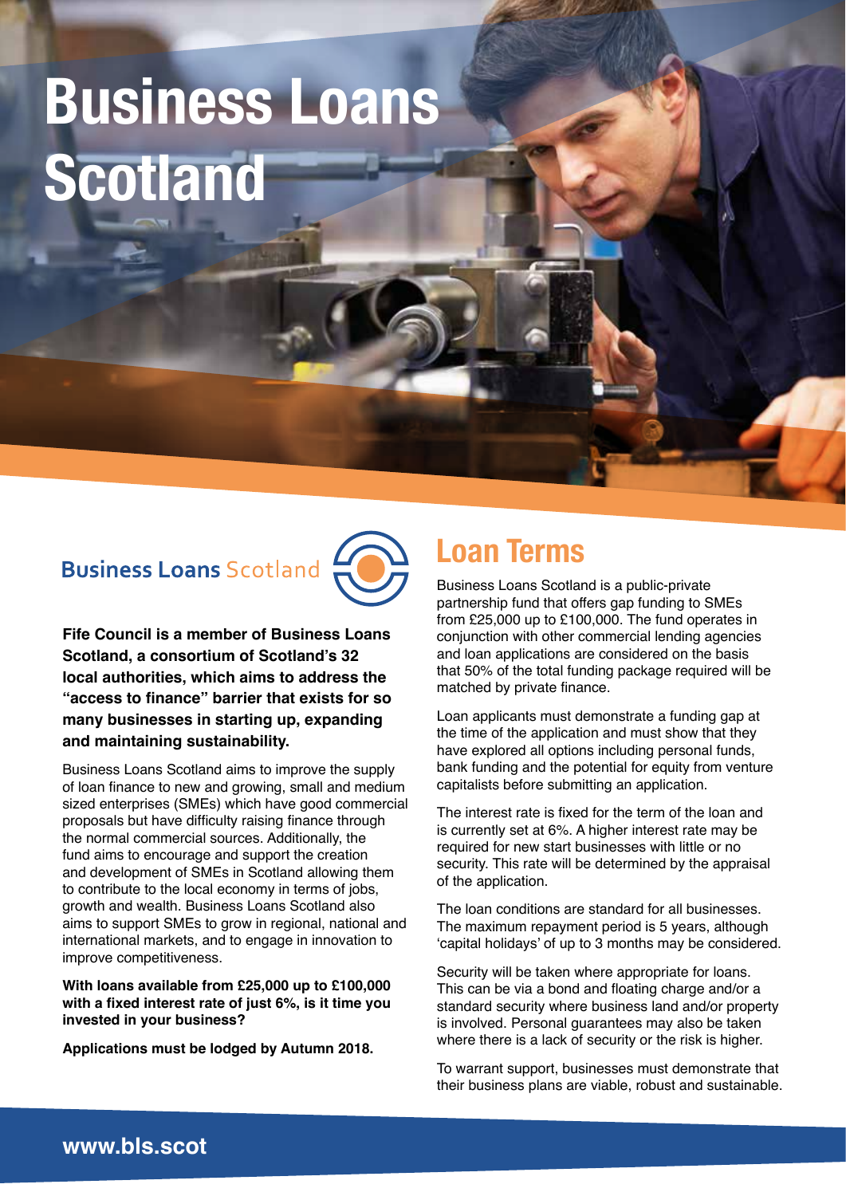# Business Loans Scotland

Business Loans Scotland

**Fife Council is a member of Business Loans Scotland, a consortium of Scotland's 32 local authorities, which aims to address the "access to finance" barrier that exists for so many businesses in starting up, expanding and maintaining sustainability.**

Business Loans Scotland aims to improve the supply of loan finance to new and growing, small and medium sized enterprises (SMEs) which have good commercial proposals but have difficulty raising finance through the normal commercial sources. Additionally, the fund aims to encourage and support the creation and development of SMEs in Scotland allowing them to contribute to the local economy in terms of jobs, growth and wealth. Business Loans Scotland also aims to support SMEs to grow in regional, national and international markets, and to engage in innovation to improve competitiveness.

**With loans available from £25,000 up to £100,000 with a fixed interest rate of just 6%, is it time you invested in your business?**

**Applications must be lodged by Autumn 2018.**

## Loan Terms

Business Loans Scotland is a public-private partnership fund that offers gap funding to SMEs from £25,000 up to £100,000. The fund operates in conjunction with other commercial lending agencies and loan applications are considered on the basis that 50% of the total funding package required will be matched by private finance.

Loan applicants must demonstrate a funding gap at the time of the application and must show that they have explored all options including personal funds, bank funding and the potential for equity from venture capitalists before submitting an application.

The interest rate is fixed for the term of the loan and is currently set at 6%. A higher interest rate may be required for new start businesses with little or no security. This rate will be determined by the appraisal of the application.

The loan conditions are standard for all businesses. The maximum repayment period is 5 years, although 'capital holidays' of up to 3 months may be considered.

Security will be taken where appropriate for loans. This can be via a bond and floating charge and/or a standard security where business land and/or property is involved. Personal guarantees may also be taken where there is a lack of security or the risk is higher.

To warrant support, businesses must demonstrate that their business plans are viable, robust and sustainable.

**www.bls.scot**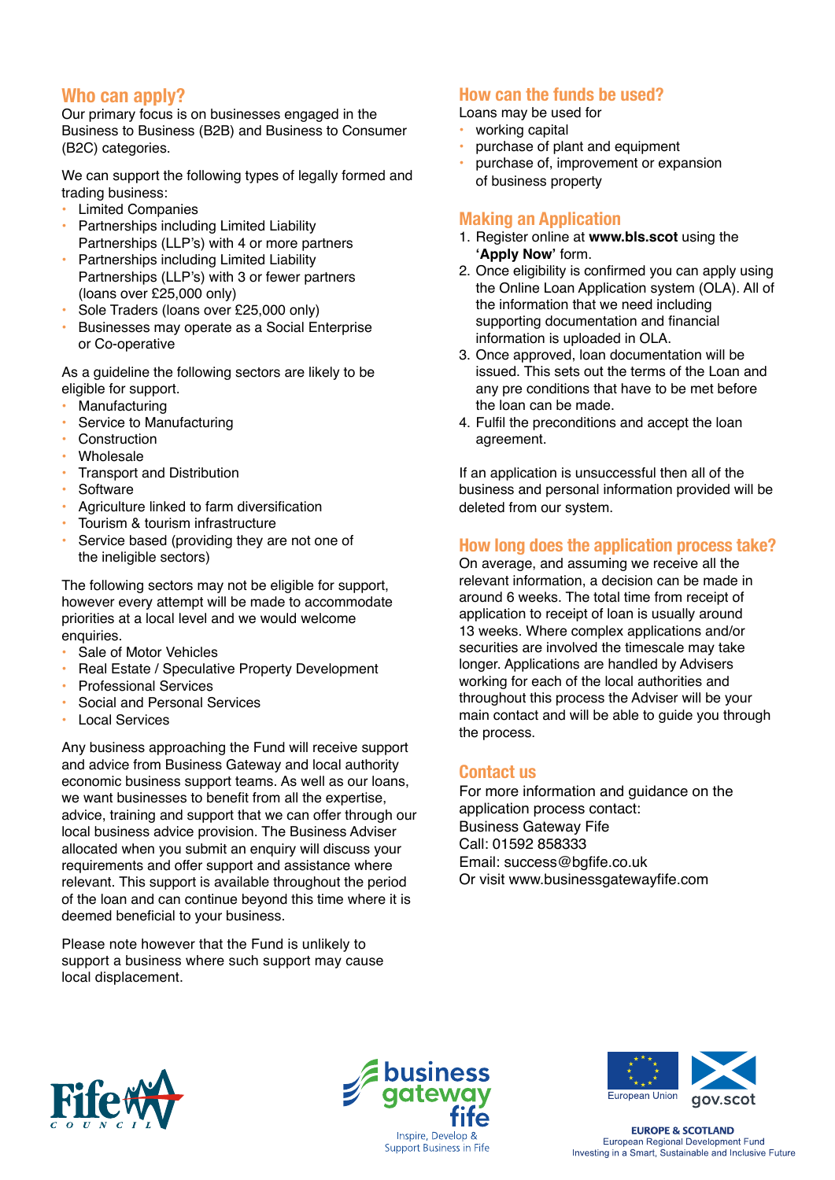## Who can apply?

Our primary focus is on businesses engaged in the Business to Business (B2B) and Business to Consumer (B2C) categories.

We can support the following types of legally formed and trading business:

- Limited Companies
- Partnerships including Limited Liability Partnerships (LLP's) with 4 or more partners
- Partnerships including Limited Liability Partnerships (LLP's) with 3 or fewer partners (loans over £25,000 only)
- Sole Traders (loans over £25,000 only)
- Businesses may operate as a Social Enterprise or Co-operative

As a guideline the following sectors are likely to be eligible for support.

- Manufacturing
- Service to Manufacturing
- Construction
- Wholesale
- Transport and Distribution
- Software
- Agriculture linked to farm diversification
- Tourism & tourism infrastructure
- Service based (providing they are not one of the ineligible sectors)

The following sectors may not be eligible for support, however every attempt will be made to accommodate priorities at a local level and we would welcome enquiries.

- Sale of Motor Vehicles
- Real Estate / Speculative Property Development
- Professional Services
- Social and Personal Services
- Local Services

Any business approaching the Fund will receive support and advice from Business Gateway and local authority economic business support teams. As well as our loans, we want businesses to benefit from all the expertise, advice, training and support that we can offer through our local business advice provision. The Business Adviser allocated when you submit an enquiry will discuss your requirements and offer support and assistance where relevant. This support is available throughout the period of the loan and can continue beyond this time where it is deemed beneficial to your business.

Please note however that the Fund is unlikely to support a business where such support may cause local displacement.

## How can the funds be used?

Loans may be used for

- working capital
- purchase of plant and equipment
- purchase of, improvement or expansion of business property

## Making an Application

1. Register online at **www.bls.scot** using the **'Apply Now'** form.
2. Once eligibility is confirmed you can apply using the Online Loan Application system (OLA). All of the information that we need including supporting documentation and financial information is uploaded in OLA.
3. Once approved, loan documentation will be issued. This sets out the terms of the Loan and any pre conditions that have to be met before the loan can be made.
4. Fulfil the preconditions and accept the loan agreement.

If an application is unsuccessful then all of the business and personal information provided will be deleted from our system.

## How long does the application process take?

On average, and assuming we receive all the relevant information, a decision can be made in around 6 weeks. The total time from receipt of application to receipt of loan is usually around 13 weeks. Where complex applications and/or securities are involved the timescale may take longer. Applications are handled by Advisers working for each of the local authorities and throughout this process the Adviser will be your main contact and will be able to guide you through the process.

## Contact us

For more information and guidance on the application process contact:
Business Gateway Fife
Call: 01592 858333
Email: success@bgfife.co.uk
Or visit www.businessgatewayfife.com

Fife Council

business gateway fife
Inspire, Develop & Support Business in Fife

European Union

gov.scot

**EUROPE & SCOTLAND**
European Regional Development Fund
Investing in a Smart, Sustainable and Inclusive Future